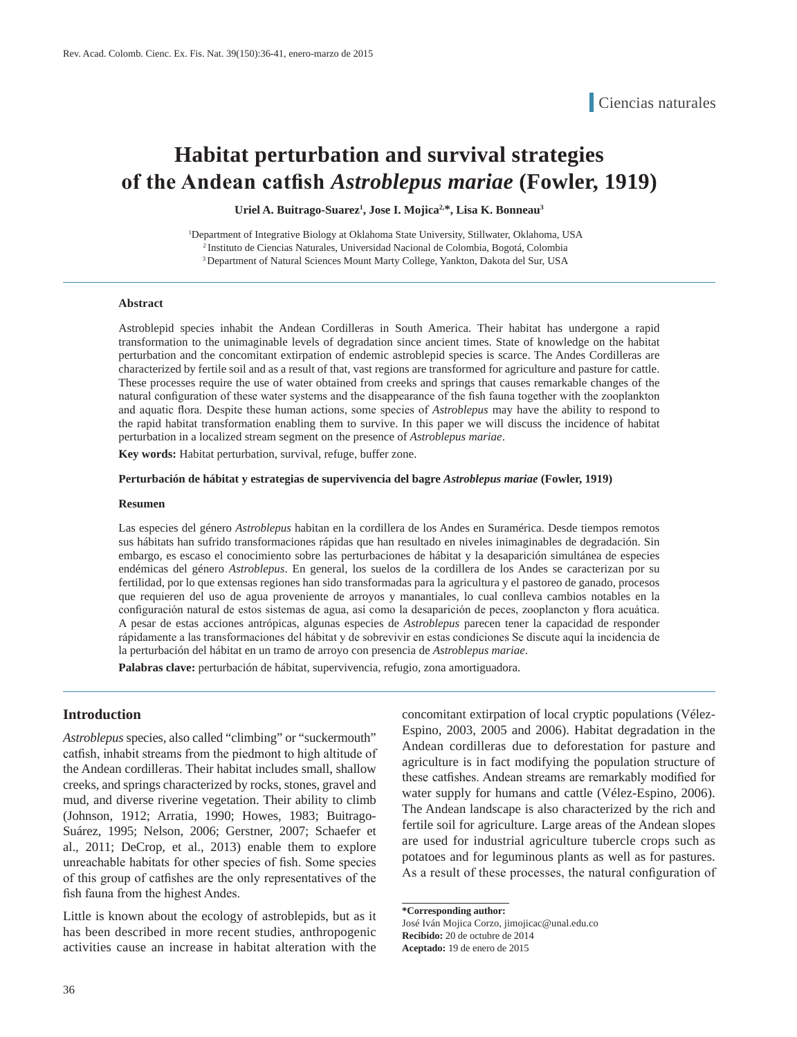Ciencias naturales

# Habitat perturbation and survival strategies of the Andean catfish *Astroblepus mariae* (Fowler, 1919)

**Uriel A. Buitrago-Suarez[1], Jose I. Mojica[2,*], Lisa K. Bonneau[3]**

[1]Department of Integrative Biology at Oklahoma State University, Stillwater, Oklahoma, USA
[2]Instituto de Ciencias Naturales, Universidad Nacional de Colombia, Bogotá, Colombia
[3]Department of Natural Sciences Mount Marty College, Yankton, Dakota del Sur, USA

### Abstract

Astroblepid species inhabit the Andean Cordilleras in South America. Their habitat has undergone a rapid transformation to the unimaginable levels of degradation since ancient times. State of knowledge on the habitat perturbation and the concomitant extirpation of endemic astroblepid species is scarce. The Andes Cordilleras are characterized by fertile soil and as a result of that, vast regions are transformed for agriculture and pasture for cattle. These processes require the use of water obtained from creeks and springs that causes remarkable changes of the natural configuration of these water systems and the disappearance of the fish fauna together with the zooplankton and aquatic flora. Despite these human actions, some species of *Astroblepus* may have the ability to respond to the rapid habitat transformation enabling them to survive. In this paper we will discuss the incidence of habitat perturbation in a localized stream segment on the presence of *Astroblepus mariae*.

**Key words:** Habitat perturbation, survival, refuge, buffer zone.

**Perturbación de hábitat y estrategias de supervivencia del bagre *Astroblepus mariae* (Fowler, 1919)**

### Resumen

Las especies del género *Astroblepus* habitan en la cordillera de los Andes en Suramérica. Desde tiempos remotos sus hábitats han sufrido transformaciones rápidas que han resultado en niveles inimaginables de degradación. Sin embargo, es escaso el conocimiento sobre las perturbaciones de hábitat y la desaparición simultánea de especies endémicas del género *Astroblepus*. En general, los suelos de la cordillera de los Andes se caracterizan por su fertilidad, por lo que extensas regiones han sido transformadas para la agricultura y el pastoreo de ganado, procesos que requieren del uso de agua proveniente de arroyos y manantiales, lo cual conlleva cambios notables en la configuración natural de estos sistemas de agua, así como la desaparición de peces, zooplancton y flora acuática. A pesar de estas acciones antrópicas, algunas especies de *Astroblepus* parecen tener la capacidad de responder rápidamente a las transformaciones del hábitat y de sobrevivir en estas condiciones Se discute aquí la incidencia de la perturbación del hábitat en un tramo de arroyo con presencia de *Astroblepus mariae*.

**Palabras clave:** perturbación de hábitat, supervivencia, refugio, zona amortiguadora.

## Introduction

*Astroblepus* species, also called "climbing" or "suckermouth" catfish, inhabit streams from the piedmont to high altitude of the Andean cordilleras. Their habitat includes small, shallow creeks, and springs characterized by rocks, stones, gravel and mud, and diverse riverine vegetation. Their ability to climb (Johnson, 1912; Arratia, 1990; Howes, 1983; Buitrago-Suárez, 1995; Nelson, 2006; Gerstner, 2007; Schaefer et al., 2011; DeCrop, et al., 2013) enable them to explore unreachable habitats for other species of fish. Some species of this group of catfishes are the only representatives of the fish fauna from the highest Andes.

Little is known about the ecology of astroblepids, but as it has been described in more recent studies, anthropogenic activities cause an increase in habitat alteration with the concomitant extirpation of local cryptic populations (Vélez-Espino, 2003, 2005 and 2006). Habitat degradation in the Andean cordilleras due to deforestation for pasture and agriculture is in fact modifying the population structure of these catfishes. Andean streams are remarkably modified for water supply for humans and cattle (Vélez-Espino, 2006). The Andean landscape is also characterized by the rich and fertile soil for agriculture. Large areas of the Andean slopes are used for industrial agriculture tubercle crops such as potatoes and for leguminous plants as well as for pastures. As a result of these processes, the natural configuration of

**\*Corresponding author:**
José Iván Mojica Corzo, jimojicac@unal.edu.co
**Recibido:** 20 de octubre de 2014
**Aceptado:** 19 de enero de 2015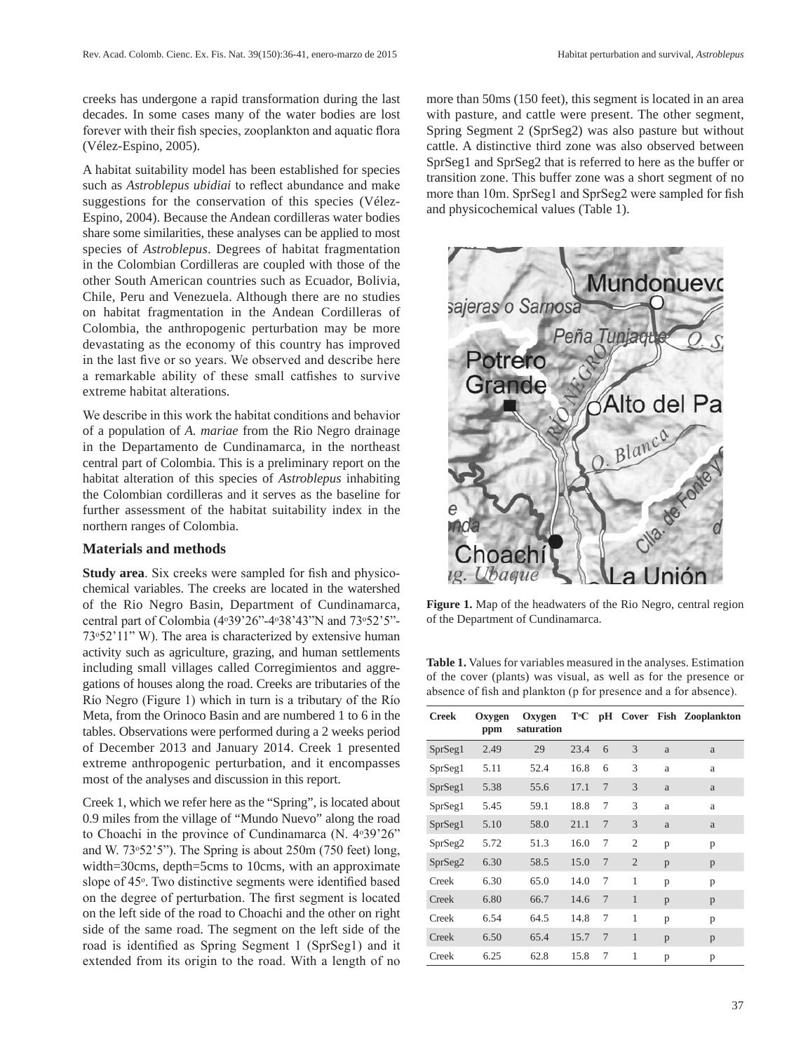creeks has undergone a rapid transformation during the last decades. In some cases many of the water bodies are lost forever with their fish species, zooplankton and aquatic flora (Vélez-Espino, 2005).

A habitat suitability model has been established for species such as *Astroblepus ubidiai* to reflect abundance and make suggestions for the conservation of this species (Vélez-Espino, 2004). Because the Andean cordilleras water bodies share some similarities, these analyses can be applied to most species of *Astroblepus*. Degrees of habitat fragmentation in the Colombian Cordilleras are coupled with those of the other South American countries such as Ecuador, Bolivia, Chile, Peru and Venezuela. Although there are no studies on habitat fragmentation in the Andean Cordilleras of Colombia, the anthropogenic perturbation may be more devastating as the economy of this country has improved in the last five or so years. We observed and describe here a remarkable ability of these small catfishes to survive extreme habitat alterations.

We describe in this work the habitat conditions and behavior of a population of *A. mariae* from the Rio Negro drainage in the Departamento de Cundinamarca, in the northeast central part of Colombia. This is a preliminary report on the habitat alteration of this species of *Astroblepus* inhabiting the Colombian cordilleras and it serves as the baseline for further assessment of the habitat suitability index in the northern ranges of Colombia.

## Materials and methods

**Study area**. Six creeks were sampled for fish and physicochemical variables. The creeks are located in the watershed of the Rio Negro Basin, Department of Cundinamarca, central part of Colombia (4º39'26"-4º38'43"N and 73º52'5"-73º52'11" W). The area is characterized by extensive human activity such as agriculture, grazing, and human settlements including small villages called Corregimientos and aggregations of houses along the road. Creeks are tributaries of the Río Negro (Figure 1) which in turn is a tributary of the Río Meta, from the Orinoco Basin and are numbered 1 to 6 in the tables. Observations were performed during a 2 weeks period of December 2013 and January 2014. Creek 1 presented extreme anthropogenic perturbation, and it encompasses most of the analyses and discussion in this report.

Creek 1, which we refer here as the "Spring", is located about 0.9 miles from the village of "Mundo Nuevo" along the road to Choachi in the province of Cundinamarca (N. 4º39'26" and W. 73º52'5"). The Spring is about 250m (750 feet) long, width=30cms, depth=5cms to 10cms, with an approximate slope of 45º. Two distinctive segments were identified based on the degree of perturbation. The first segment is located on the left side of the road to Choachi and the other on right side of the same road. The segment on the left side of the road is identified as Spring Segment 1 (SprSeg1) and it extended from its origin to the road. With a length of no more than 50ms (150 feet), this segment is located in an area with pasture, and cattle were present. The other segment, Spring Segment 2 (SprSeg2) was also pasture but without cattle. A distinctive third zone was also observed between SprSeg1 and SprSeg2 that is referred to here as the buffer or transition zone. This buffer zone was a short segment of no more than 10m. SprSeg1 and SprSeg2 were sampled for fish and physicochemical values (Table 1).

**Figure 1.** Map of the headwaters of the Rio Negro, central region of the Department of Cundinamarca.

**Table 1.** Values for variables measured in the analyses. Estimation of the cover (plants) was visual, as well as for the presence or absence of fish and plankton (p for presence and a for absence).

| Creek | Oxygen ppm | Oxygen saturation | TºC | pH | Cover | Fish | Zooplankton |
|---|---|---|---|---|---|---|---|
| SprSeg1 | 2.49 | 29 | 23.4 | 6 | 3 | a | a |
| SprSeg1 | 5.11 | 52.4 | 16.8 | 6 | 3 | a | a |
| SprSeg1 | 5.38 | 55.6 | 17.1 | 7 | 3 | a | a |
| SprSeg1 | 5.45 | 59.1 | 18.8 | 7 | 3 | a | a |
| SprSeg1 | 5.10 | 58.0 | 21.1 | 7 | 3 | a | a |
| SprSeg2 | 5.72 | 51.3 | 16.0 | 7 | 2 | p | p |
| SprSeg2 | 6.30 | 58.5 | 15.0 | 7 | 2 | p | p |
| Creek | 6.30 | 65.0 | 14.0 | 7 | 1 | p | p |
| Creek | 6.80 | 66.7 | 14.6 | 7 | 1 | p | p |
| Creek | 6.54 | 64.5 | 14.8 | 7 | 1 | p | p |
| Creek | 6.50 | 65.4 | 15.7 | 7 | 1 | p | p |
| Creek | 6.25 | 62.8 | 15.8 | 7 | 1 | p | p |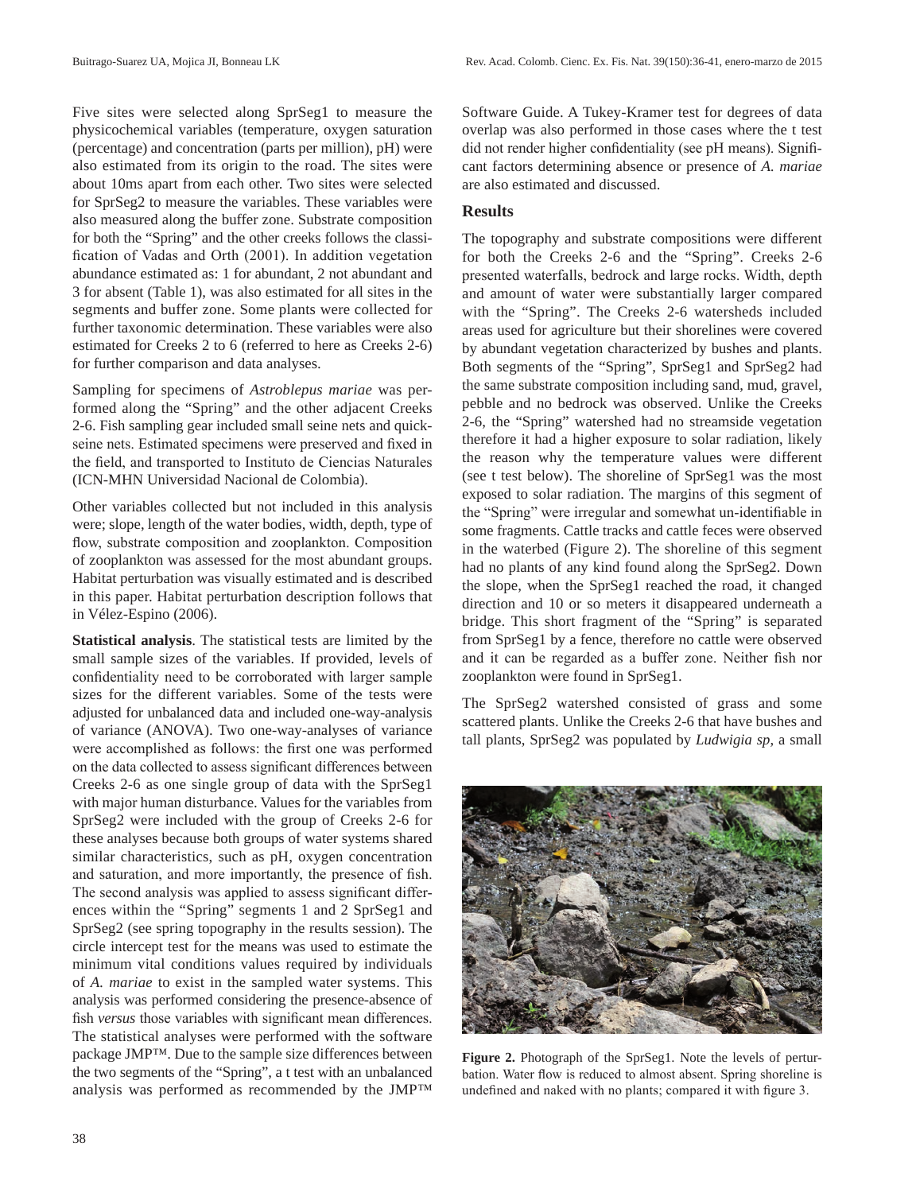Five sites were selected along SprSeg1 to measure the physicochemical variables (temperature, oxygen saturation (percentage) and concentration (parts per million), pH) were also estimated from its origin to the road. The sites were about 10ms apart from each other. Two sites were selected for SprSeg2 to measure the variables. These variables were also measured along the buffer zone. Substrate composition for both the "Spring" and the other creeks follows the classification of Vadas and Orth (2001). In addition vegetation abundance estimated as: 1 for abundant, 2 not abundant and 3 for absent (Table 1), was also estimated for all sites in the segments and buffer zone. Some plants were collected for further taxonomic determination. These variables were also estimated for Creeks 2 to 6 (referred to here as Creeks 2-6) for further comparison and data analyses.

Sampling for specimens of *Astroblepus mariae* was performed along the "Spring" and the other adjacent Creeks 2-6. Fish sampling gear included small seine nets and quick-seine nets. Estimated specimens were preserved and fixed in the field, and transported to Instituto de Ciencias Naturales (ICN-MHN Universidad Nacional de Colombia).

Other variables collected but not included in this analysis were; slope, length of the water bodies, width, depth, type of flow, substrate composition and zooplankton. Composition of zooplankton was assessed for the most abundant groups. Habitat perturbation was visually estimated and is described in this paper. Habitat perturbation description follows that in Vélez-Espino (2006).

**Statistical analysis**. The statistical tests are limited by the small sample sizes of the variables. If provided, levels of confidentiality need to be corroborated with larger sample sizes for the different variables. Some of the tests were adjusted for unbalanced data and included one-way-analysis of variance (ANOVA). Two one-way-analyses of variance were accomplished as follows: the first one was performed on the data collected to assess significant differences between Creeks 2-6 as one single group of data with the SprSeg1 with major human disturbance. Values for the variables from SprSeg2 were included with the group of Creeks 2-6 for these analyses because both groups of water systems shared similar characteristics, such as pH, oxygen concentration and saturation, and more importantly, the presence of fish. The second analysis was applied to assess significant differences within the "Spring" segments 1 and 2 SprSeg1 and SprSeg2 (see spring topography in the results session). The circle intercept test for the means was used to estimate the minimum vital conditions values required by individuals of *A. mariae* to exist in the sampled water systems. This analysis was performed considering the presence-absence of fish *versus* those variables with significant mean differences. The statistical analyses were performed with the software package JMP™. Due to the sample size differences between the two segments of the "Spring", a t test with an unbalanced analysis was performed as recommended by the JMP™ Software Guide. A Tukey-Kramer test for degrees of data overlap was also performed in those cases where the t test did not render higher confidentiality (see pH means). Significant factors determining absence or presence of *A. mariae* are also estimated and discussed.

## Results

The topography and substrate compositions were different for both the Creeks 2-6 and the "Spring". Creeks 2-6 presented waterfalls, bedrock and large rocks. Width, depth and amount of water were substantially larger compared with the "Spring". The Creeks 2-6 watersheds included areas used for agriculture but their shorelines were covered by abundant vegetation characterized by bushes and plants. Both segments of the "Spring", SprSeg1 and SprSeg2 had the same substrate composition including sand, mud, gravel, pebble and no bedrock was observed. Unlike the Creeks 2-6, the "Spring" watershed had no streamside vegetation therefore it had a higher exposure to solar radiation, likely the reason why the temperature values were different (see t test below). The shoreline of SprSeg1 was the most exposed to solar radiation. The margins of this segment of the "Spring" were irregular and somewhat un-identifiable in some fragments. Cattle tracks and cattle feces were observed in the waterbed (Figure 2). The shoreline of this segment had no plants of any kind found along the SprSeg2. Down the slope, when the SprSeg1 reached the road, it changed direction and 10 or so meters it disappeared underneath a bridge. This short fragment of the "Spring" is separated from SprSeg1 by a fence, therefore no cattle were observed and it can be regarded as a buffer zone. Neither fish nor zooplankton were found in SprSeg1.

The SprSeg2 watershed consisted of grass and some scattered plants. Unlike the Creeks 2-6 that have bushes and tall plants, SprSeg2 was populated by *Ludwigia sp*, a small

**Figure 2.** Photograph of the SprSeg1. Note the levels of perturbation. Water flow is reduced to almost absent. Spring shoreline is undefined and naked with no plants; compared it with figure 3.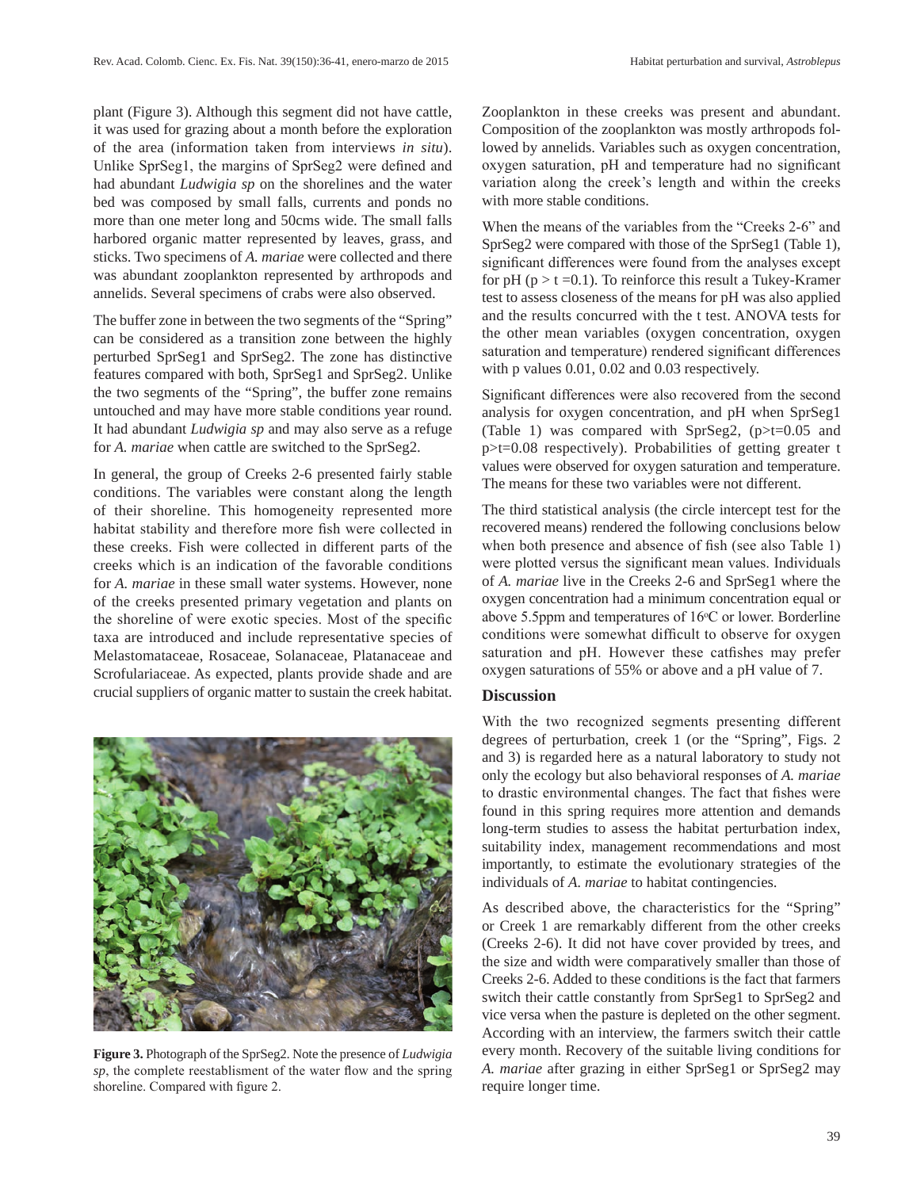plant (Figure 3). Although this segment did not have cattle, it was used for grazing about a month before the exploration of the area (information taken from interviews *in situ*). Unlike SprSeg1, the margins of SprSeg2 were defined and had abundant *Ludwigia sp* on the shorelines and the water bed was composed by small falls, currents and ponds no more than one meter long and 50cms wide. The small falls harbored organic matter represented by leaves, grass, and sticks. Two specimens of *A. mariae* were collected and there was abundant zooplankton represented by arthropods and annelids. Several specimens of crabs were also observed.

The buffer zone in between the two segments of the "Spring" can be considered as a transition zone between the highly perturbed SprSeg1 and SprSeg2. The zone has distinctive features compared with both, SprSeg1 and SprSeg2. Unlike the two segments of the "Spring", the buffer zone remains untouched and may have more stable conditions year round. It had abundant *Ludwigia sp* and may also serve as a refuge for *A. mariae* when cattle are switched to the SprSeg2.

In general, the group of Creeks 2-6 presented fairly stable conditions. The variables were constant along the length of their shoreline. This homogeneity represented more habitat stability and therefore more fish were collected in these creeks. Fish were collected in different parts of the creeks which is an indication of the favorable conditions for *A. mariae* in these small water systems. However, none of the creeks presented primary vegetation and plants on the shoreline of were exotic species. Most of the specific taxa are introduced and include representative species of Melastomataceae, Rosaceae, Solanaceae, Platanaceae and Scrofulariaceae. As expected, plants provide shade and are crucial suppliers of organic matter to sustain the creek habitat.

**Figure 3.** Photograph of the SprSeg2. Note the presence of *Ludwigia sp*, the complete reestablishment of the water flow and the spring shoreline. Compared with figure 2.

Zooplankton in these creeks was present and abundant. Composition of the zooplankton was mostly arthropods followed by annelids. Variables such as oxygen concentration, oxygen saturation, pH and temperature had no significant variation along the creek's length and within the creeks with more stable conditions.

When the means of the variables from the "Creeks 2-6" and SprSeg2 were compared with those of the SprSeg1 (Table 1), significant differences were found from the analyses except for pH ($p > t = 0.1$). To reinforce this result a Tukey-Kramer test to assess closeness of the means for pH was also applied and the results concurred with the t test. ANOVA tests for the other mean variables (oxygen concentration, oxygen saturation and temperature) rendered significant differences with p values 0.01, 0.02 and 0.03 respectively.

Significant differences were also recovered from the second analysis for oxygen concentration, and pH when SprSeg1 (Table 1) was compared with SprSeg2, ($p > t = 0.05$ and $p > t = 0.08$ respectively). Probabilities of getting greater t values were observed for oxygen saturation and temperature. The means for these two variables were not different.

The third statistical analysis (the circle intercept test for the recovered means) rendered the following conclusions below when both presence and absence of fish (see also Table 1) were plotted versus the significant mean values. Individuals of *A. mariae* live in the Creeks 2-6 and SprSeg1 where the oxygen concentration had a minimum concentration equal or above 5.5ppm and temperatures of 16°C or lower. Borderline conditions were somewhat difficult to observe for oxygen saturation and pH. However these catfishes may prefer oxygen saturations of 55% or above and a pH value of 7.

## Discussion

With the two recognized segments presenting different degrees of perturbation, creek 1 (or the "Spring", Figs. 2 and 3) is regarded here as a natural laboratory to study not only the ecology but also behavioral responses of *A. mariae* to drastic environmental changes. The fact that fishes were found in this spring requires more attention and demands long-term studies to assess the habitat perturbation index, suitability index, management recommendations and most importantly, to estimate the evolutionary strategies of the individuals of *A. mariae* to habitat contingencies.

As described above, the characteristics for the "Spring" or Creek 1 are remarkably different from the other creeks (Creeks 2-6). It did not have cover provided by trees, and the size and width were comparatively smaller than those of Creeks 2-6. Added to these conditions is the fact that farmers switch their cattle constantly from SprSeg1 to SprSeg2 and vice versa when the pasture is depleted on the other segment. According with an interview, the farmers switch their cattle every month. Recovery of the suitable living conditions for *A. mariae* after grazing in either SprSeg1 or SprSeg2 may require longer time.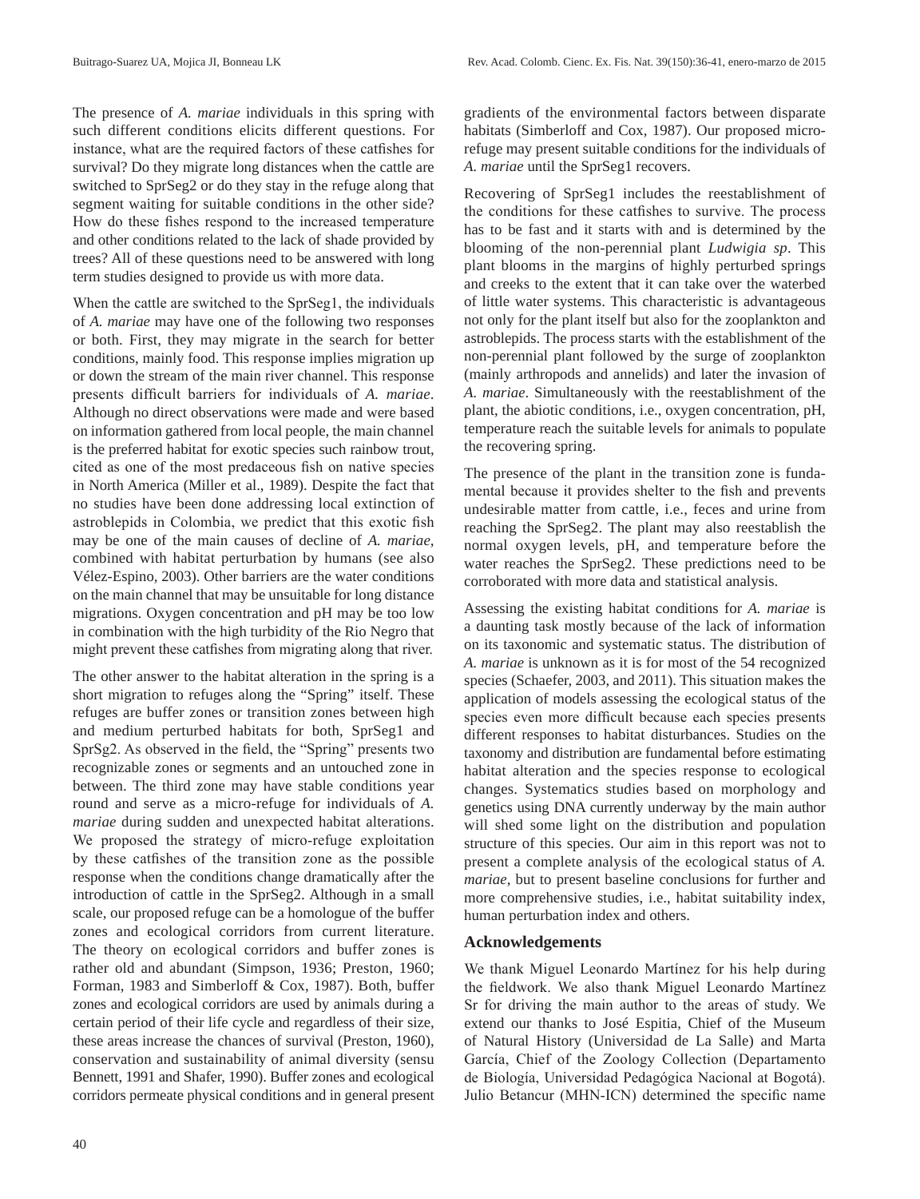The presence of *A. mariae* individuals in this spring with such different conditions elicits different questions. For instance, what are the required factors of these catfishes for survival? Do they migrate long distances when the cattle are switched to SprSeg2 or do they stay in the refuge along that segment waiting for suitable conditions in the other side? How do these fishes respond to the increased temperature and other conditions related to the lack of shade provided by trees? All of these questions need to be answered with long term studies designed to provide us with more data.

When the cattle are switched to the SprSeg1, the individuals of *A. mariae* may have one of the following two responses or both. First, they may migrate in the search for better conditions, mainly food. This response implies migration up or down the stream of the main river channel. This response presents difficult barriers for individuals of *A. mariae*. Although no direct observations were made and were based on information gathered from local people, the main channel is the preferred habitat for exotic species such rainbow trout, cited as one of the most predaceous fish on native species in North America (Miller et al., 1989). Despite the fact that no studies have been done addressing local extinction of astroblepids in Colombia, we predict that this exotic fish may be one of the main causes of decline of *A. mariae*, combined with habitat perturbation by humans (see also Vélez-Espino, 2003). Other barriers are the water conditions on the main channel that may be unsuitable for long distance migrations. Oxygen concentration and pH may be too low in combination with the high turbidity of the Rio Negro that might prevent these catfishes from migrating along that river.

The other answer to the habitat alteration in the spring is a short migration to refuges along the "Spring" itself. These refuges are buffer zones or transition zones between high and medium perturbed habitats for both, SprSeg1 and SprSg2. As observed in the field, the "Spring" presents two recognizable zones or segments and an untouched zone in between. The third zone may have stable conditions year round and serve as a micro-refuge for individuals of *A. mariae* during sudden and unexpected habitat alterations. We proposed the strategy of micro-refuge exploitation by these catfishes of the transition zone as the possible response when the conditions change dramatically after the introduction of cattle in the SprSeg2. Although in a small scale, our proposed refuge can be a homologue of the buffer zones and ecological corridors from current literature. The theory on ecological corridors and buffer zones is rather old and abundant (Simpson, 1936; Preston, 1960; Forman, 1983 and Simberloff & Cox, 1987). Both, buffer zones and ecological corridors are used by animals during a certain period of their life cycle and regardless of their size, these areas increase the chances of survival (Preston, 1960), conservation and sustainability of animal diversity (sensu Bennett, 1991 and Shafer, 1990). Buffer zones and ecological corridors permeate physical conditions and in general present gradients of the environmental factors between disparate habitats (Simberloff and Cox, 1987). Our proposed micro-refuge may present suitable conditions for the individuals of *A. mariae* until the SprSeg1 recovers.

Recovering of SprSeg1 includes the reestablishment of the conditions for these catfishes to survive. The process has to be fast and it starts with and is determined by the blooming of the non-perennial plant *Ludwigia sp*. This plant blooms in the margins of highly perturbed springs and creeks to the extent that it can take over the waterbed of little water systems. This characteristic is advantageous not only for the plant itself but also for the zooplankton and astroblepids. The process starts with the establishment of the non-perennial plant followed by the surge of zooplankton (mainly arthropods and annelids) and later the invasion of *A. mariae*. Simultaneously with the reestablishment of the plant, the abiotic conditions, i.e., oxygen concentration, pH, temperature reach the suitable levels for animals to populate the recovering spring.

The presence of the plant in the transition zone is fundamental because it provides shelter to the fish and prevents undesirable matter from cattle, i.e., feces and urine from reaching the SprSeg2. The plant may also reestablish the normal oxygen levels, pH, and temperature before the water reaches the SprSeg2. These predictions need to be corroborated with more data and statistical analysis.

Assessing the existing habitat conditions for *A. mariae* is a daunting task mostly because of the lack of information on its taxonomic and systematic status. The distribution of *A. mariae* is unknown as it is for most of the 54 recognized species (Schaefer, 2003, and 2011). This situation makes the application of models assessing the ecological status of the species even more difficult because each species presents different responses to habitat disturbances. Studies on the taxonomy and distribution are fundamental before estimating habitat alteration and the species response to ecological changes. Systematics studies based on morphology and genetics using DNA currently underway by the main author will shed some light on the distribution and population structure of this species. Our aim in this report was not to present a complete analysis of the ecological status of *A. mariae*, but to present baseline conclusions for further and more comprehensive studies, i.e., habitat suitability index, human perturbation index and others.

## Acknowledgements

We thank Miguel Leonardo Martínez for his help during the fieldwork. We also thank Miguel Leonardo Martínez Sr for driving the main author to the areas of study. We extend our thanks to José Espitia, Chief of the Museum of Natural History (Universidad de La Salle) and Marta García, Chief of the Zoology Collection (Departamento de Biología, Universidad Pedagógica Nacional at Bogotá). Julio Betancur (MHN-ICN) determined the specific name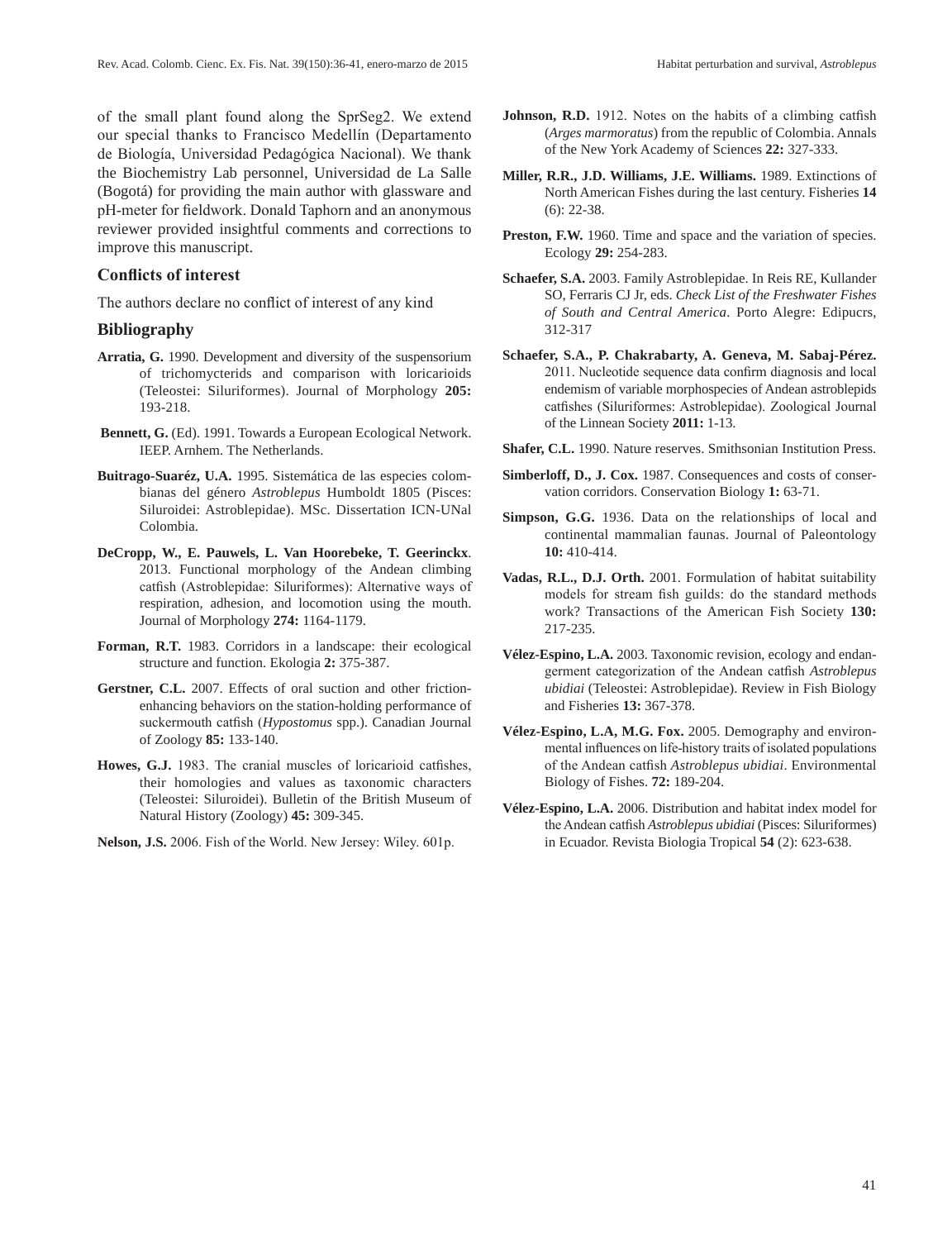of the small plant found along the SprSeg2. We extend our special thanks to Francisco Medellín (Departamento de Biología, Universidad Pedagógica Nacional). We thank the Biochemistry Lab personnel, Universidad de La Salle (Bogotá) for providing the main author with glassware and pH-meter for fieldwork. Donald Taphorn and an anonymous reviewer provided insightful comments and corrections to improve this manuscript.

## Conflicts of interest

The authors declare no conflict of interest of any kind

## Bibliography

**Arratia, G.** 1990. Development and diversity of the suspensorium of trichomycterids and comparison with loricarioids (Teleostei: Siluriformes). Journal of Morphology **205:** 193-218.

**Bennett, G.** (Ed). 1991. Towards a European Ecological Network. IEEP. Arnhem. The Netherlands.

**Buitrago-Suaréz, U.A.** 1995. Sistemática de las especies colombianas del género *Astroblepus* Humboldt 1805 (Pisces: Siluroidei: Astroblepidae). MSc. Dissertation ICN-UNal Colombia.

**DeCropp, W., E. Pauwels, L. Van Hoorebeke, T. Geerinckx**. 2013. Functional morphology of the Andean climbing catfish (Astroblepidae: Siluriformes): Alternative ways of respiration, adhesion, and locomotion using the mouth. Journal of Morphology **274:** 1164-1179.

**Forman, R.T.** 1983. Corridors in a landscape: their ecological structure and function. Ekologia **2:** 375-387.

**Gerstner, C.L.** 2007. Effects of oral suction and other friction-enhancing behaviors on the station-holding performance of suckermouth catfish (*Hypostomus* spp.). Canadian Journal of Zoology **85:** 133-140.

**Howes, G.J.** 1983. The cranial muscles of loricarioid catfishes, their homologies and values as taxonomic characters (Teleostei: Siluroidei). Bulletin of the British Museum of Natural History (Zoology) **45:** 309-345.

**Nelson, J.S.** 2006. Fish of the World. New Jersey: Wiley. 601p.

**Johnson, R.D.** 1912. Notes on the habits of a climbing catfish (*Arges marmoratus*) from the republic of Colombia. Annals of the New York Academy of Sciences **22:** 327-333.

**Miller, R.R., J.D. Williams, J.E. Williams.** 1989. Extinctions of North American Fishes during the last century. Fisheries **14** (6): 22-38.

**Preston, F.W.** 1960. Time and space and the variation of species. Ecology **29:** 254-283.

**Schaefer, S.A.** 2003. Family Astroblepidae. In Reis RE, Kullander SO, Ferraris CJ Jr, eds. *Check List of the Freshwater Fishes of South and Central America*. Porto Alegre: Edipucrs, 312-317

**Schaefer, S.A., P. Chakrabarty, A. Geneva, M. Sabaj-Pérez.** 2011. Nucleotide sequence data confirm diagnosis and local endemism of variable morphospecies of Andean astroblepids catfishes (Siluriformes: Astroblepidae). Zoological Journal of the Linnean Society **2011:** 1-13.

**Shafer, C.L.** 1990. Nature reserves. Smithsonian Institution Press.

**Simberloff, D., J. Cox.** 1987. Consequences and costs of conservation corridors. Conservation Biology **1:** 63-71.

**Simpson, G.G.** 1936. Data on the relationships of local and continental mammalian faunas. Journal of Paleontology **10:** 410-414.

**Vadas, R.L., D.J. Orth.** 2001. Formulation of habitat suitability models for stream fish guilds: do the standard methods work? Transactions of the American Fish Society **130:** 217-235.

**Vélez-Espino, L.A.** 2003. Taxonomic revision, ecology and endangerment categorization of the Andean catfish *Astroblepus ubidiai* (Teleostei: Astroblepidae). Review in Fish Biology and Fisheries **13:** 367-378.

**Vélez-Espino, L.A, M.G. Fox.** 2005. Demography and environmental influences on life-history traits of isolated populations of the Andean catfish *Astroblepus ubidiai*. Environmental Biology of Fishes. **72:** 189-204.

**Vélez-Espino, L.A.** 2006. Distribution and habitat index model for the Andean catfish *Astroblepus ubidiai* (Pisces: Siluriformes) in Ecuador. Revista Biologia Tropical **54** (2): 623-638.